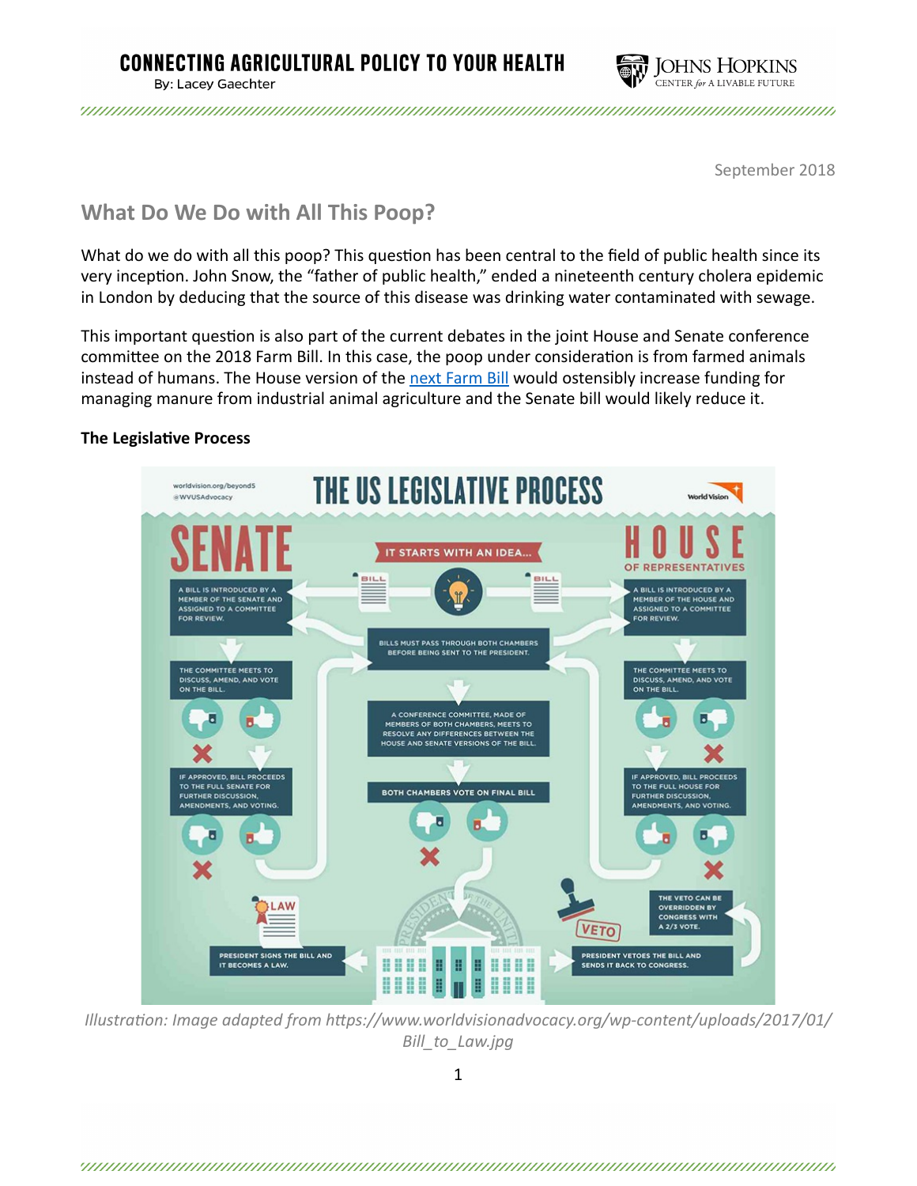# CONNECTING AGRICULTURAL POLICY TO YOUR HEALTH

By: Lacey Gaechter

September 2018

## What Do We Do with All This Poop?

What do we do with all this poop? This question has been central to the field of public health since its very inception. John Snow, the "father of public health," ended a nineteenth century cholera epidemic in London by deducing that the source of this disease was drinking water contaminated with sewage.

This important question is also part of the current debates in the joint House and Senate conference committee on the 2018 Farm Bill. In this case, the poop under consideration is from farmed animals instead of humans. The House version of the next Farm Bill would ostensibly increase funding for managing manure from industrial animal agriculture and the Senate bill would likely reduce it.

**The Legislative Process**

*Illustration: Image adapted from https://www.worldvisionadvocacy.org/wp-content/uploads/2017/01/Bill_to_Law.jpg*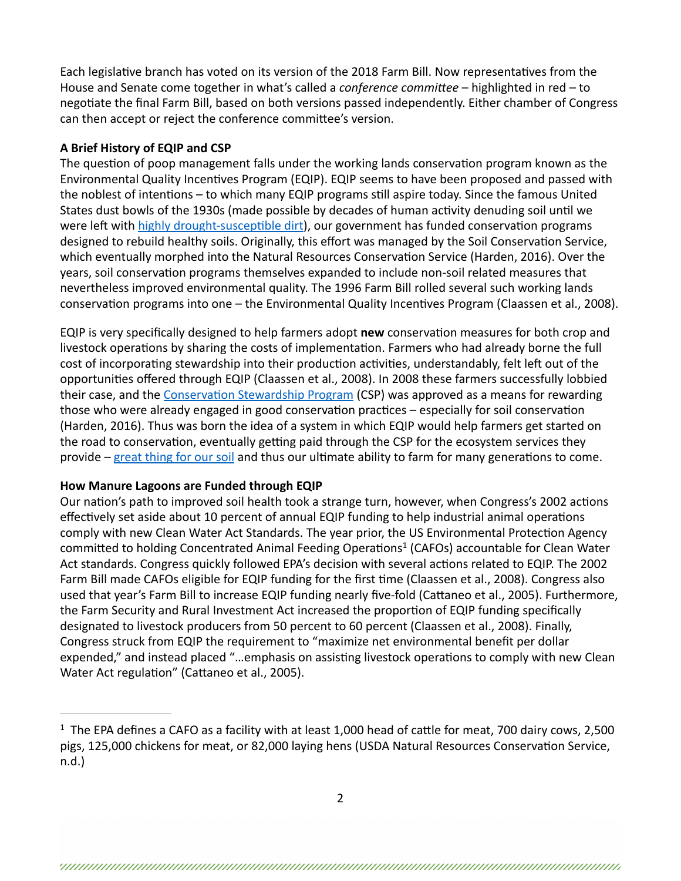Each legislative branch has voted on its version of the 2018 Farm Bill. Now representatives from the House and Senate come together in what's called a *conference committee* – highlighted in red – to negotiate the final Farm Bill, based on both versions passed independently. Either chamber of Congress can then accept or reject the conference committee's version.

**A Brief History of EQIP and CSP**

The question of poop management falls under the working lands conservation program known as the Environmental Quality Incentives Program (EQIP). EQIP seems to have been proposed and passed with the noblest of intentions – to which many EQIP programs still aspire today. Since the famous United States dust bowls of the 1930s (made possible by decades of human activity denuding soil until we were left with highly drought-susceptible dirt), our government has funded conservation programs designed to rebuild healthy soils. Originally, this effort was managed by the Soil Conservation Service, which eventually morphed into the Natural Resources Conservation Service (Harden, 2016). Over the years, soil conservation programs themselves expanded to include non-soil related measures that nevertheless improved environmental quality. The 1996 Farm Bill rolled several such working lands conservation programs into one – the Environmental Quality Incentives Program (Claassen et al., 2008).

EQIP is very specifically designed to help farmers adopt **new** conservation measures for both crop and livestock operations by sharing the costs of implementation. Farmers who had already borne the full cost of incorporating stewardship into their production activities, understandably, felt left out of the opportunities offered through EQIP (Claassen et al., 2008). In 2008 these farmers successfully lobbied their case, and the Conservation Stewardship Program (CSP) was approved as a means for rewarding those who were already engaged in good conservation practices – especially for soil conservation (Harden, 2016). Thus was born the idea of a system in which EQIP would help farmers get started on the road to conservation, eventually getting paid through the CSP for the ecosystem services they provide – great thing for our soil and thus our ultimate ability to farm for many generations to come.

**How Manure Lagoons are Funded through EQIP**

Our nation's path to improved soil health took a strange turn, however, when Congress's 2002 actions effectively set aside about 10 percent of annual EQIP funding to help industrial animal operations comply with new Clean Water Act Standards. The year prior, the US Environmental Protection Agency committed to holding Concentrated Animal Feeding Operations[1] (CAFOs) accountable for Clean Water Act standards. Congress quickly followed EPA's decision with several actions related to EQIP. The 2002 Farm Bill made CAFOs eligible for EQIP funding for the first time (Claassen et al., 2008). Congress also used that year's Farm Bill to increase EQIP funding nearly five-fold (Cattaneo et al., 2005). Furthermore, the Farm Security and Rural Investment Act increased the proportion of EQIP funding specifically designated to livestock producers from 50 percent to 60 percent (Claassen et al., 2008). Finally, Congress struck from EQIP the requirement to "maximize net environmental benefit per dollar expended," and instead placed "…emphasis on assisting livestock operations to comply with new Clean Water Act regulation" (Cattaneo et al., 2005).

---

[1] The EPA defines a CAFO as a facility with at least 1,000 head of cattle for meat, 700 dairy cows, 2,500 pigs, 125,000 chickens for meat, or 82,000 laying hens (USDA Natural Resources Conservation Service, n.d.)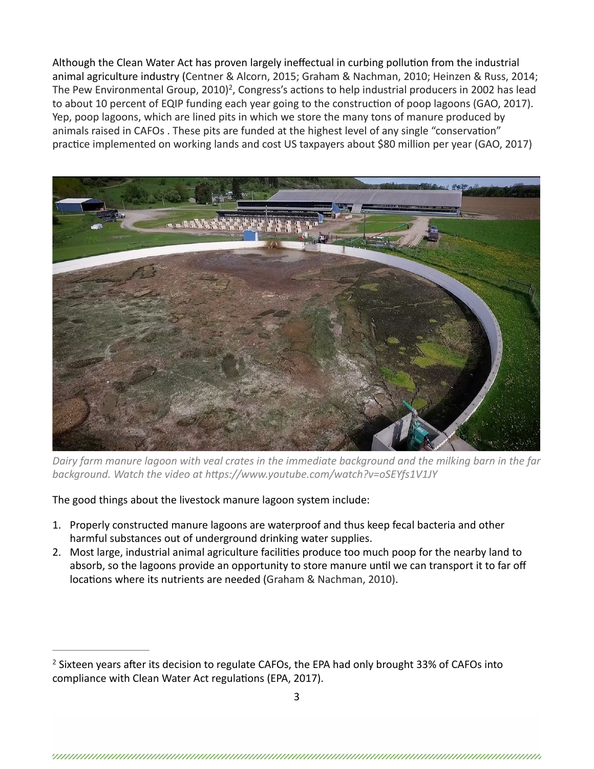Although the Clean Water Act has proven largely ineffectual in curbing pollution from the industrial animal agriculture industry (Centner & Alcorn, 2015; Graham & Nachman, 2010; Heinzen & Russ, 2014; The Pew Environmental Group, 2010)[2], Congress's actions to help industrial producers in 2002 has lead to about 10 percent of EQIP funding each year going to the construction of poop lagoons (GAO, 2017). Yep, poop lagoons, which are lined pits in which we store the many tons of manure produced by animals raised in CAFOs . These pits are funded at the highest level of any single "conservation" practice implemented on working lands and cost US taxpayers about $80 million per year (GAO, 2017)

*Dairy farm manure lagoon with veal crates in the immediate background and the milking barn in the far background. Watch the video at https://www.youtube.com/watch?v=oSEYfs1V1JY*

The good things about the livestock manure lagoon system include:

1. Properly constructed manure lagoons are waterproof and thus keep fecal bacteria and other harmful substances out of underground drinking water supplies.
2. Most large, industrial animal agriculture facilities produce too much poop for the nearby land to absorb, so the lagoons provide an opportunity to store manure until we can transport it to far off locations where its nutrients are needed (Graham & Nachman, 2010).

---

[2] Sixteen years after its decision to regulate CAFOs, the EPA had only brought 33% of CAFOs into compliance with Clean Water Act regulations (EPA, 2017).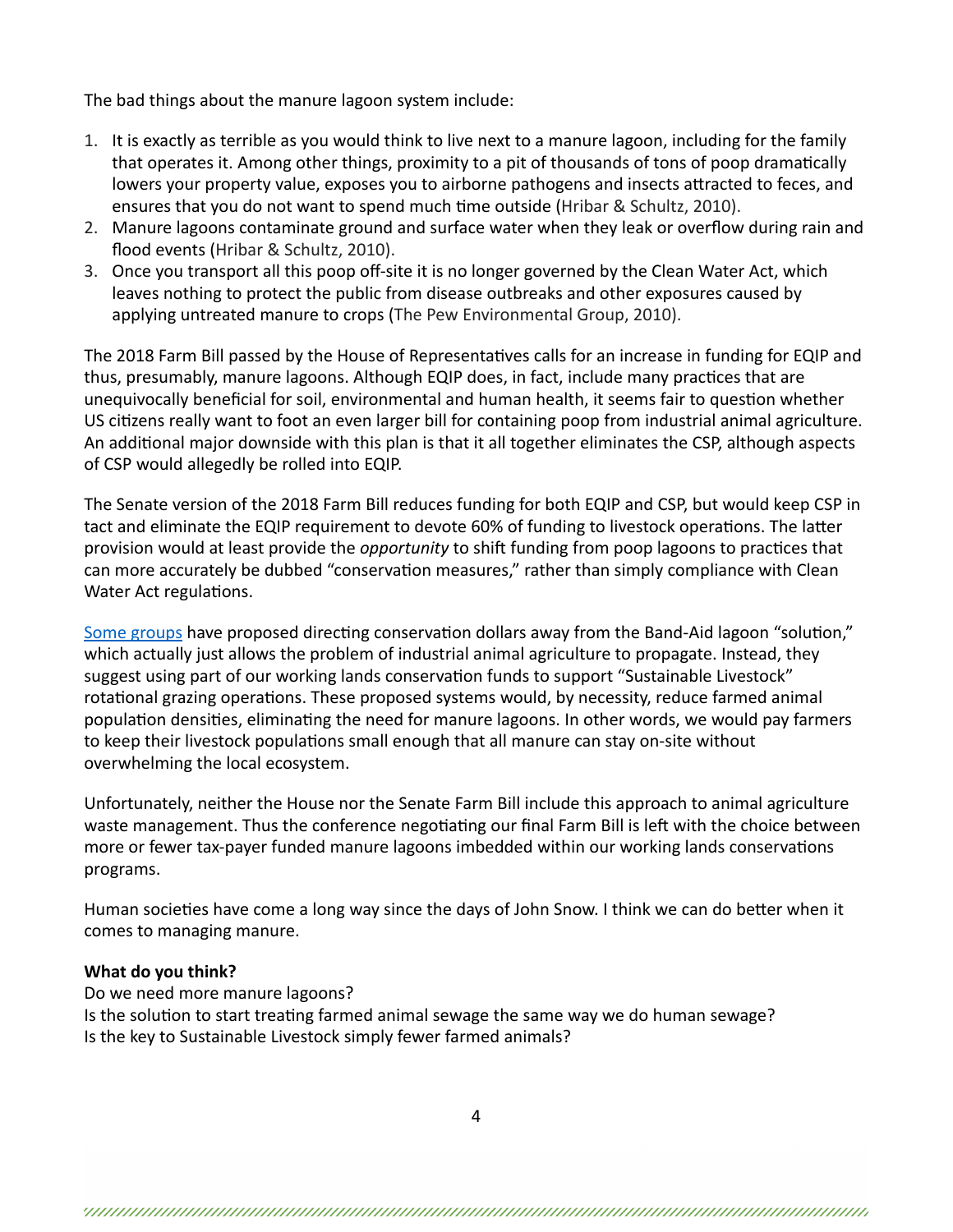The bad things about the manure lagoon system include:

1. It is exactly as terrible as you would think to live next to a manure lagoon, including for the family that operates it. Among other things, proximity to a pit of thousands of tons of poop dramatically lowers your property value, exposes you to airborne pathogens and insects attracted to feces, and ensures that you do not want to spend much time outside (Hribar & Schultz, 2010).
2. Manure lagoons contaminate ground and surface water when they leak or overflow during rain and flood events (Hribar & Schultz, 2010).
3. Once you transport all this poop off-site it is no longer governed by the Clean Water Act, which leaves nothing to protect the public from disease outbreaks and other exposures caused by applying untreated manure to crops (The Pew Environmental Group, 2010).

The 2018 Farm Bill passed by the House of Representatives calls for an increase in funding for EQIP and thus, presumably, manure lagoons. Although EQIP does, in fact, include many practices that are unequivocally beneficial for soil, environmental and human health, it seems fair to question whether US citizens really want to foot an even larger bill for containing poop from industrial animal agriculture. An additional major downside with this plan is that it all together eliminates the CSP, although aspects of CSP would allegedly be rolled into EQIP.

The Senate version of the 2018 Farm Bill reduces funding for both EQIP and CSP, but would keep CSP in tact and eliminate the EQIP requirement to devote 60% of funding to livestock operations. The latter provision would at least provide the *opportunity* to shift funding from poop lagoons to practices that can more accurately be dubbed "conservation measures," rather than simply compliance with Clean Water Act regulations.

Some groups have proposed directing conservation dollars away from the Band-Aid lagoon "solution," which actually just allows the problem of industrial animal agriculture to propagate. Instead, they suggest using part of our working lands conservation funds to support "Sustainable Livestock" rotational grazing operations. These proposed systems would, by necessity, reduce farmed animal population densities, eliminating the need for manure lagoons. In other words, we would pay farmers to keep their livestock populations small enough that all manure can stay on-site without overwhelming the local ecosystem.

Unfortunately, neither the House nor the Senate Farm Bill include this approach to animal agriculture waste management. Thus the conference negotiating our final Farm Bill is left with the choice between more or fewer tax-payer funded manure lagoons imbedded within our working lands conservations programs.

Human societies have come a long way since the days of John Snow. I think we can do better when it comes to managing manure.

**What do you think?**

Do we need more manure lagoons?
Is the solution to start treating farmed animal sewage the same way we do human sewage?
Is the key to Sustainable Livestock simply fewer farmed animals?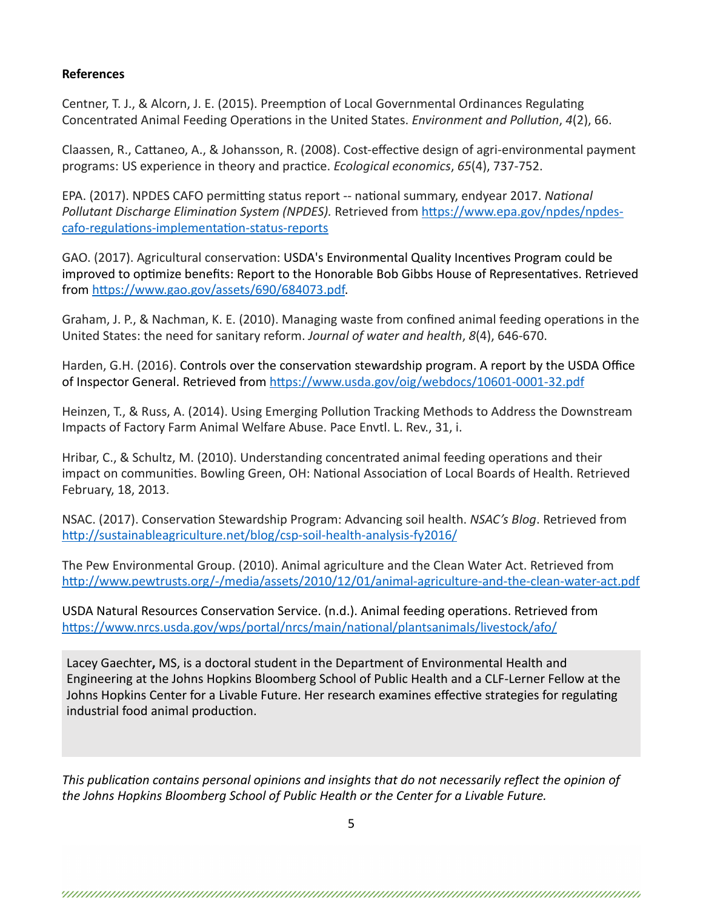**References**

Centner, T. J., & Alcorn, J. E. (2015). Preemption of Local Governmental Ordinances Regulating Concentrated Animal Feeding Operations in the United States. *Environment and Pollution*, *4*(2), 66.

Claassen, R., Cattaneo, A., & Johansson, R. (2008). Cost-effective design of agri-environmental payment programs: US experience in theory and practice. *Ecological economics*, *65*(4), 737-752.

EPA. (2017). NPDES CAFO permitting status report -- national summary, endyear 2017. *National Pollutant Discharge Elimination System (NPDES).* Retrieved from https://www.epa.gov/npdes/npdes-cafo-regulations-implementation-status-reports

GAO. (2017). Agricultural conservation: USDA's Environmental Quality Incentives Program could be improved to optimize benefits: Report to the Honorable Bob Gibbs House of Representatives. Retrieved from https://www.gao.gov/assets/690/684073.pdf.

Graham, J. P., & Nachman, K. E. (2010). Managing waste from confined animal feeding operations in the United States: the need for sanitary reform. *Journal of water and health*, *8*(4), 646-670.

Harden, G.H. (2016). Controls over the conservation stewardship program. A report by the USDA Office of Inspector General. Retrieved from https://www.usda.gov/oig/webdocs/10601-0001-32.pdf

Heinzen, T., & Russ, A. (2014). Using Emerging Pollution Tracking Methods to Address the Downstream Impacts of Factory Farm Animal Welfare Abuse. Pace Envtl. L. Rev., 31, i.

Hribar, C., & Schultz, M. (2010). Understanding concentrated animal feeding operations and their impact on communities. Bowling Green, OH: National Association of Local Boards of Health. Retrieved February, 18, 2013.

NSAC. (2017). Conservation Stewardship Program: Advancing soil health. *NSAC's Blog*. Retrieved from http://sustainableagriculture.net/blog/csp-soil-health-analysis-fy2016/

The Pew Environmental Group. (2010). Animal agriculture and the Clean Water Act. Retrieved from http://www.pewtrusts.org/-/media/assets/2010/12/01/animal-agriculture-and-the-clean-water-act.pdf

USDA Natural Resources Conservation Service. (n.d.). Animal feeding operations. Retrieved from https://www.nrcs.usda.gov/wps/portal/nrcs/main/national/plantsanimals/livestock/afo/

Lacey Gaechter**,** MS, is a doctoral student in the Department of Environmental Health and Engineering at the Johns Hopkins Bloomberg School of Public Health and a CLF-Lerner Fellow at the Johns Hopkins Center for a Livable Future. Her research examines effective strategies for regulating industrial food animal production.

*This publication contains personal opinions and insights that do not necessarily reflect the opinion of the Johns Hopkins Bloomberg School of Public Health or the Center for a Livable Future.*